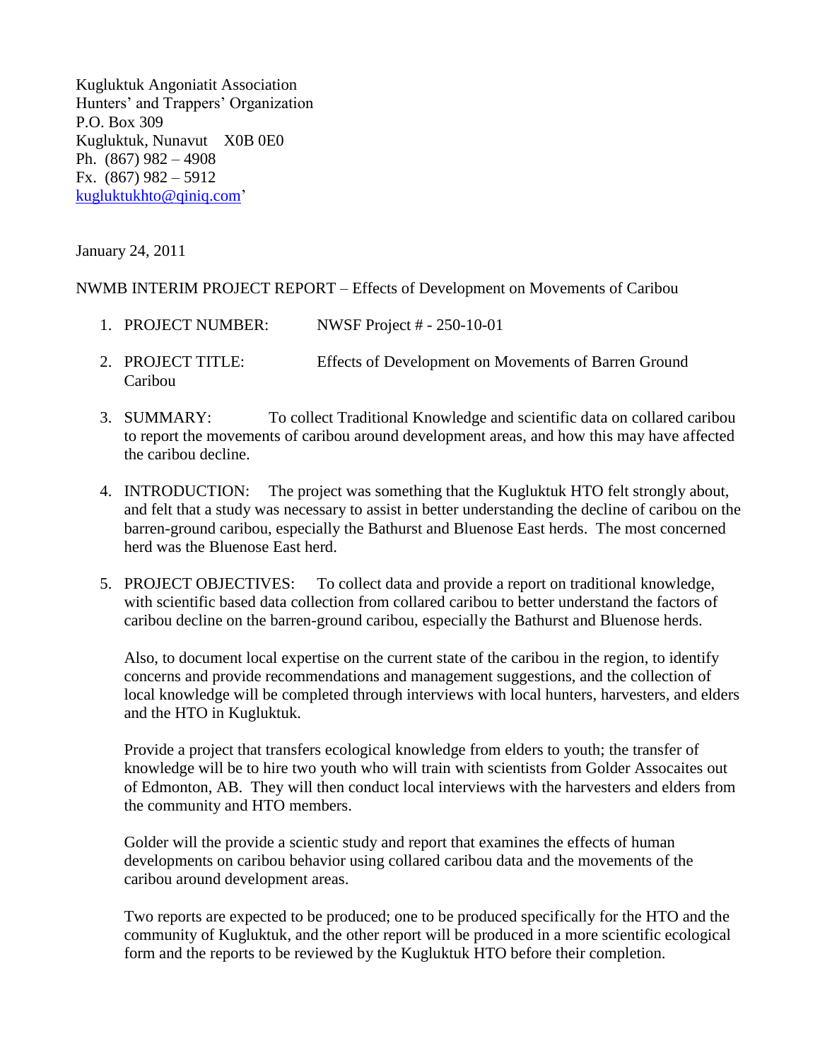Kugluktuk Angoniatit Association
Hunters' and Trappers' Organization
P.O. Box 309
Kugluktuk, Nunavut X0B 0E0
Ph. (867) 982 – 4908
Fx. (867) 982 – 5912
kugluktukhto@qiniq.com'

January 24, 2011

NWMB INTERIM PROJECT REPORT – Effects of Development on Movements of Caribou

1. PROJECT NUMBER: NWSF Project # - 250-10-01

2. PROJECT TITLE: Effects of Development on Movements of Barren Ground Caribou

3. SUMMARY: To collect Traditional Knowledge and scientific data on collared caribou to report the movements of caribou around development areas, and how this may have affected the caribou decline.

4. INTRODUCTION: The project was something that the Kugluktuk HTO felt strongly about, and felt that a study was necessary to assist in better understanding the decline of caribou on the barren-ground caribou, especially the Bathurst and Bluenose East herds. The most concerned herd was the Bluenose East herd.

5. PROJECT OBJECTIVES: To collect data and provide a report on traditional knowledge, with scientific based data collection from collared caribou to better understand the factors of caribou decline on the barren-ground caribou, especially the Bathurst and Bluenose herds.

   Also, to document local expertise on the current state of the caribou in the region, to identify concerns and provide recommendations and management suggestions, and the collection of local knowledge will be completed through interviews with local hunters, harvesters, and elders and the HTO in Kugluktuk.

   Provide a project that transfers ecological knowledge from elders to youth; the transfer of knowledge will be to hire two youth who will train with scientists from Golder Assocaites out of Edmonton, AB. They will then conduct local interviews with the harvesters and elders from the community and HTO members.

   Golder will the provide a scientic study and report that examines the effects of human developments on caribou behavior using collared caribou data and the movements of the caribou around development areas.

   Two reports are expected to be produced; one to be produced specifically for the HTO and the community of Kugluktuk, and the other report will be produced in a more scientific ecological form and the reports to be reviewed by the Kugluktuk HTO before their completion.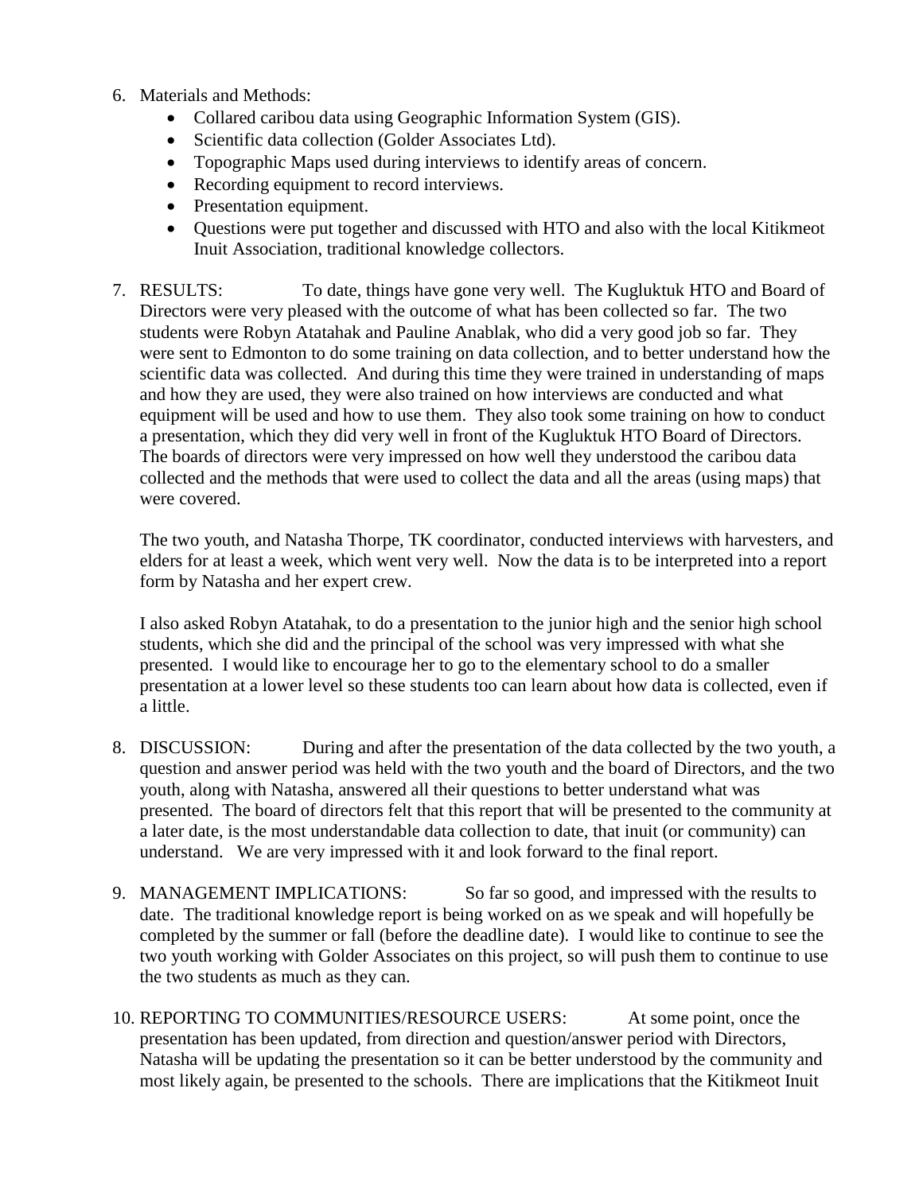6. Materials and Methods:
    - Collared caribou data using Geographic Information System (GIS).
    - Scientific data collection (Golder Associates Ltd).
    - Topographic Maps used during interviews to identify areas of concern.
    - Recording equipment to record interviews.
    - Presentation equipment.
    - Questions were put together and discussed with HTO and also with the local Kitikmeot Inuit Association, traditional knowledge collectors.

7. RESULTS: To date, things have gone very well. The Kugluktuk HTO and Board of Directors were very pleased with the outcome of what has been collected so far. The two students were Robyn Atatahak and Pauline Anablak, who did a very good job so far. They were sent to Edmonton to do some training on data collection, and to better understand how the scientific data was collected. And during this time they were trained in understanding of maps and how they are used, they were also trained on how interviews are conducted and what equipment will be used and how to use them. They also took some training on how to conduct a presentation, which they did very well in front of the Kugluktuk HTO Board of Directors. The boards of directors were very impressed on how well they understood the caribou data collected and the methods that were used to collect the data and all the areas (using maps) that were covered.

    The two youth, and Natasha Thorpe, TK coordinator, conducted interviews with harvesters, and elders for at least a week, which went very well. Now the data is to be interpreted into a report form by Natasha and her expert crew.

    I also asked Robyn Atatahak, to do a presentation to the junior high and the senior high school students, which she did and the principal of the school was very impressed with what she presented. I would like to encourage her to go to the elementary school to do a smaller presentation at a lower level so these students too can learn about how data is collected, even if a little.

8. DISCUSSION: During and after the presentation of the data collected by the two youth, a question and answer period was held with the two youth and the board of Directors, and the two youth, along with Natasha, answered all their questions to better understand what was presented. The board of directors felt that this report that will be presented to the community at a later date, is the most understandable data collection to date, that inuit (or community) can understand. We are very impressed with it and look forward to the final report.

9. MANAGEMENT IMPLICATIONS: So far so good, and impressed with the results to date. The traditional knowledge report is being worked on as we speak and will hopefully be completed by the summer or fall (before the deadline date). I would like to continue to see the two youth working with Golder Associates on this project, so will push them to continue to use the two students as much as they can.

10. REPORTING TO COMMUNITIES/RESOURCE USERS: At some point, once the presentation has been updated, from direction and question/answer period with Directors, Natasha will be updating the presentation so it can be better understood by the community and most likely again, be presented to the schools. There are implications that the Kitikmeot Inuit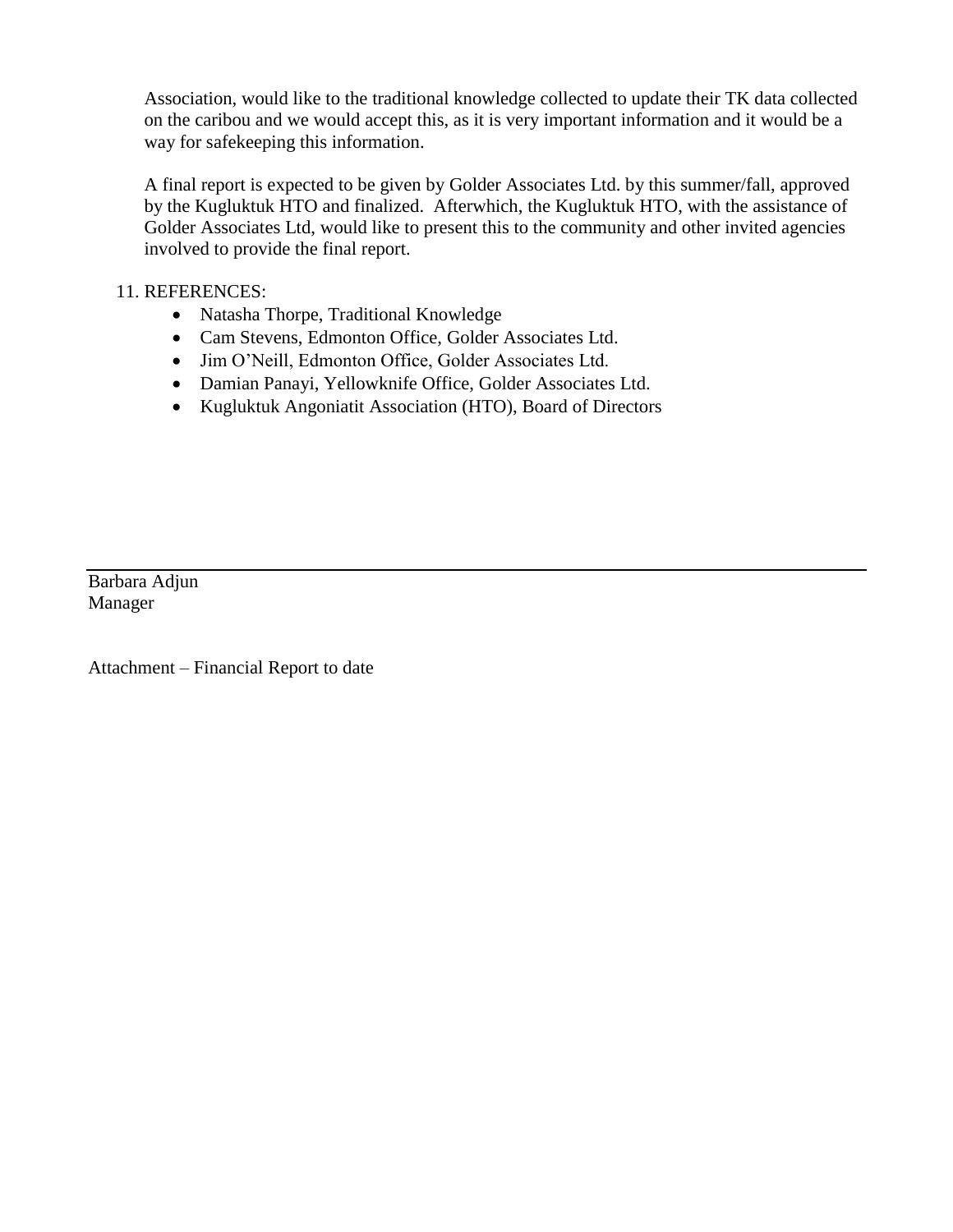Association, would like to the traditional knowledge collected to update their TK data collected on the caribou and we would accept this, as it is very important information and it would be a way for safekeeping this information.

A final report is expected to be given by Golder Associates Ltd. by this summer/fall, approved by the Kugluktuk HTO and finalized. Afterwhich, the Kugluktuk HTO, with the assistance of Golder Associates Ltd, would like to present this to the community and other invited agencies involved to provide the final report.

11. REFERENCES:
    - Natasha Thorpe, Traditional Knowledge
    - Cam Stevens, Edmonton Office, Golder Associates Ltd.
    - Jim O'Neill, Edmonton Office, Golder Associates Ltd.
    - Damian Panayi, Yellowknife Office, Golder Associates Ltd.
    - Kugluktuk Angoniatit Association (HTO), Board of Directors

---

Barbara Adjun
Manager

Attachment – Financial Report to date